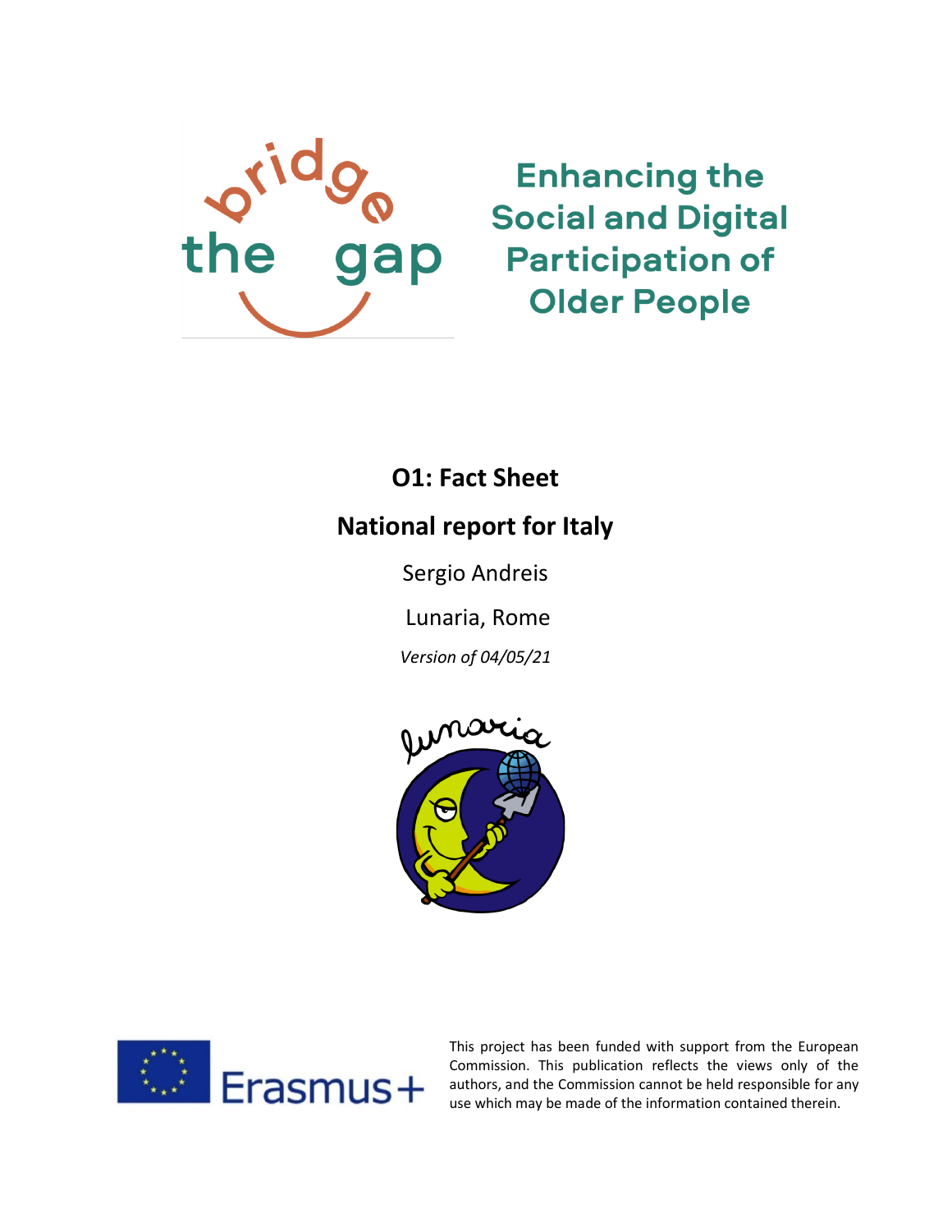bridge the gap

# Enhancing the Social and Digital Participation of Older People

## O1: Fact Sheet

## National report for Italy

Sergio Andreis

Lunaria, Rome

*Version of 04/05/21*

lunaria

Erasmus+

This project has been funded with support from the European Commission. This publication reflects the views only of the authors, and the Commission cannot be held responsible for any use which may be made of the information contained therein.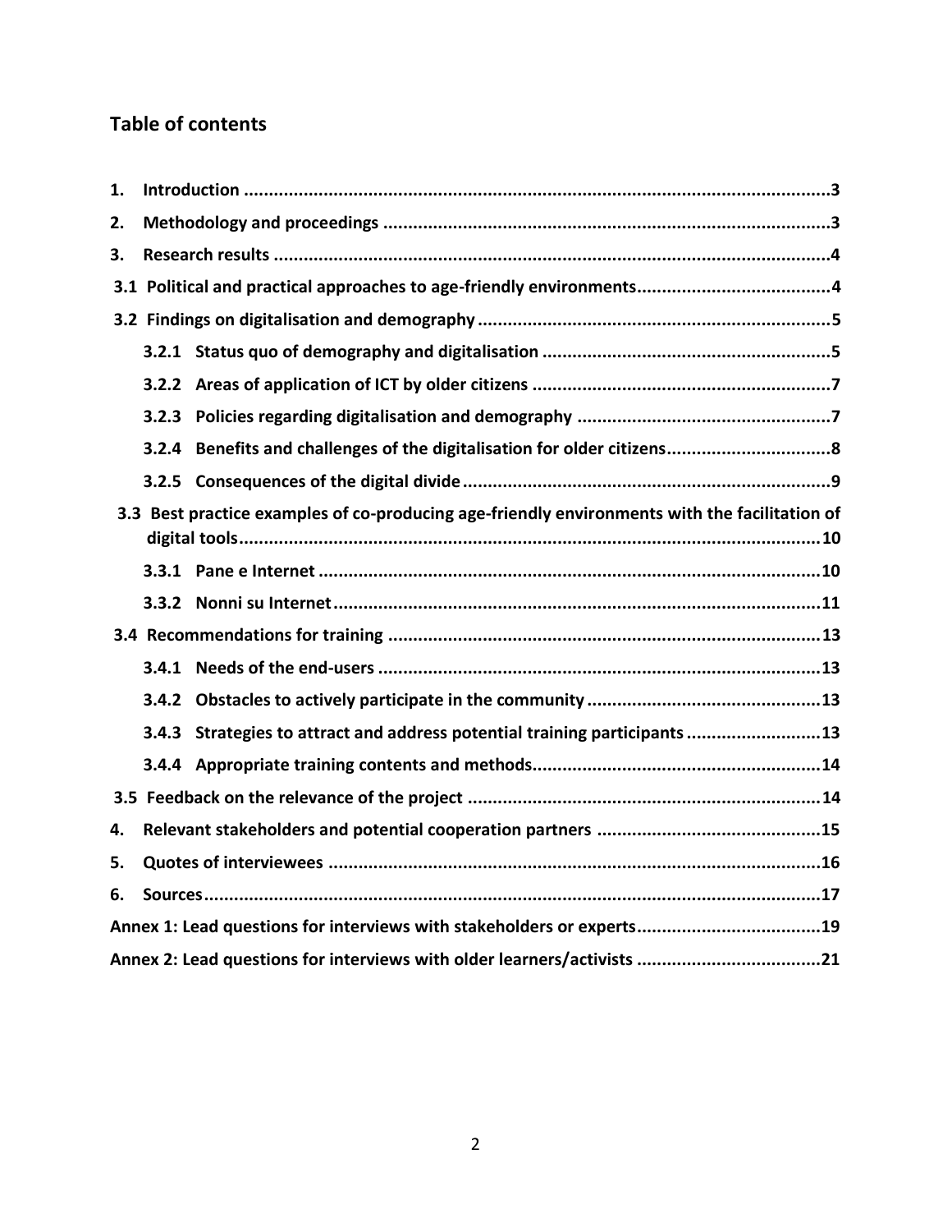## Table of contents

1. Introduction ....................................................................................................................3
2. Methodology and proceedings ........................................................................................3
3. Research results ..............................................................................................................4

 3.1 Political and practical approaches to age-friendly environments......................................4

 3.2 Findings on digitalisation and demography ......................................................................5

  3.2.1 Status quo of demography and digitalisation ..........................................................5

  3.2.2 Areas of application of ICT by older citizens ...........................................................7

  3.2.3 Policies regarding digitalisation and demography ..................................................7

  3.2.4 Benefits and challenges of the digitalisation for older citizens................................8

  3.2.5 Consequences of the digital divide ..........................................................................9

 3.3 Best practice examples of co-producing age-friendly environments with the facilitation of digital tools....................................................................................................................10

  3.3.1 Pane e Internet ....................................................................................................10

  3.3.2 Nonni su Internet.................................................................................................11

 3.4 Recommendations for training ......................................................................................13

  3.4.1 Needs of the end-users ........................................................................................13

  3.4.2 Obstacles to actively participate in the community ..............................................13

  3.4.3 Strategies to attract and address potential training participants ..........................13

  3.4.4 Appropriate training contents and methods..........................................................14

 3.5 Feedback on the relevance of the project ......................................................................14

4. Relevant stakeholders and potential cooperation partners ............................................15
5. Quotes of interviewees .................................................................................................16
6. Sources..........................................................................................................................17

Annex 1: Lead questions for interviews with stakeholders or experts....................................19

Annex 2: Lead questions for interviews with older learners/activists ....................................21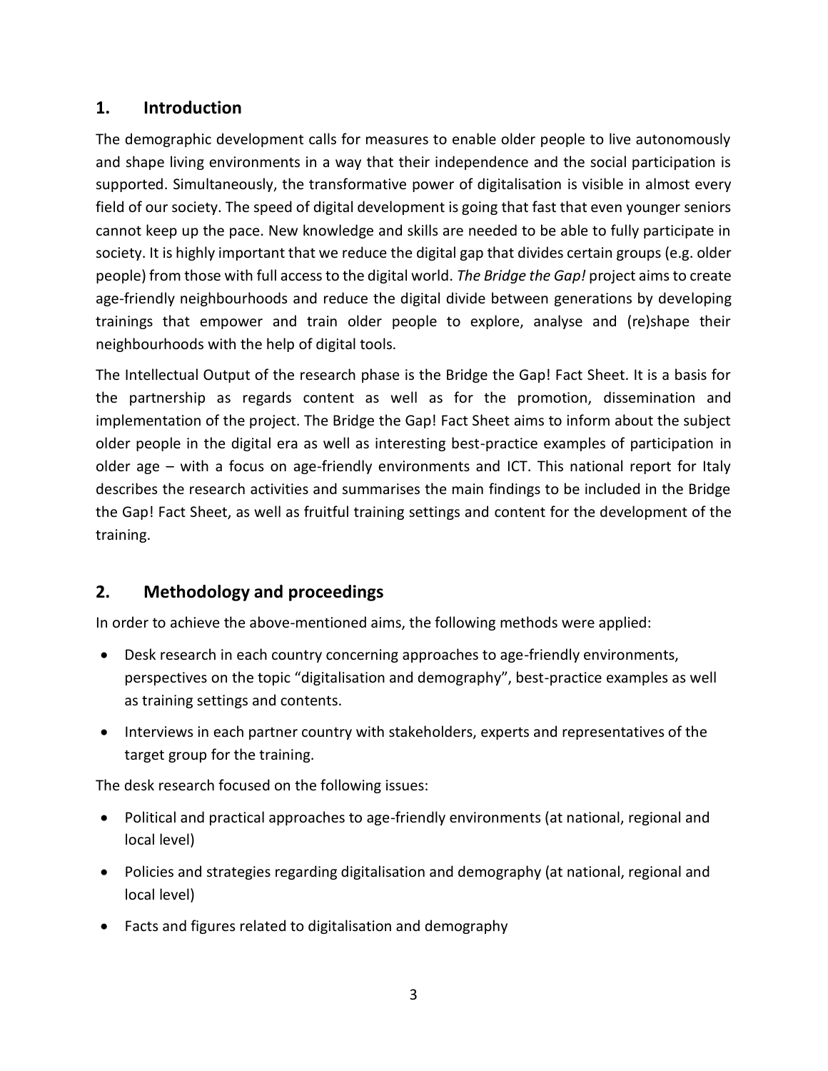## 1. Introduction

The demographic development calls for measures to enable older people to live autonomously and shape living environments in a way that their independence and the social participation is supported. Simultaneously, the transformative power of digitalisation is visible in almost every field of our society. The speed of digital development is going that fast that even younger seniors cannot keep up the pace. New knowledge and skills are needed to be able to fully participate in society. It is highly important that we reduce the digital gap that divides certain groups (e.g. older people) from those with full access to the digital world. *The Bridge the Gap!* project aims to create age-friendly neighbourhoods and reduce the digital divide between generations by developing trainings that empower and train older people to explore, analyse and (re)shape their neighbourhoods with the help of digital tools.

The Intellectual Output of the research phase is the Bridge the Gap! Fact Sheet. It is a basis for the partnership as regards content as well as for the promotion, dissemination and implementation of the project. The Bridge the Gap! Fact Sheet aims to inform about the subject older people in the digital era as well as interesting best-practice examples of participation in older age – with a focus on age-friendly environments and ICT. This national report for Italy describes the research activities and summarises the main findings to be included in the Bridge the Gap! Fact Sheet, as well as fruitful training settings and content for the development of the training.

## 2. Methodology and proceedings

In order to achieve the above-mentioned aims, the following methods were applied:

- Desk research in each country concerning approaches to age-friendly environments, perspectives on the topic "digitalisation and demography", best-practice examples as well as training settings and contents.
- Interviews in each partner country with stakeholders, experts and representatives of the target group for the training.

The desk research focused on the following issues:

- Political and practical approaches to age-friendly environments (at national, regional and local level)
- Policies and strategies regarding digitalisation and demography (at national, regional and local level)
- Facts and figures related to digitalisation and demography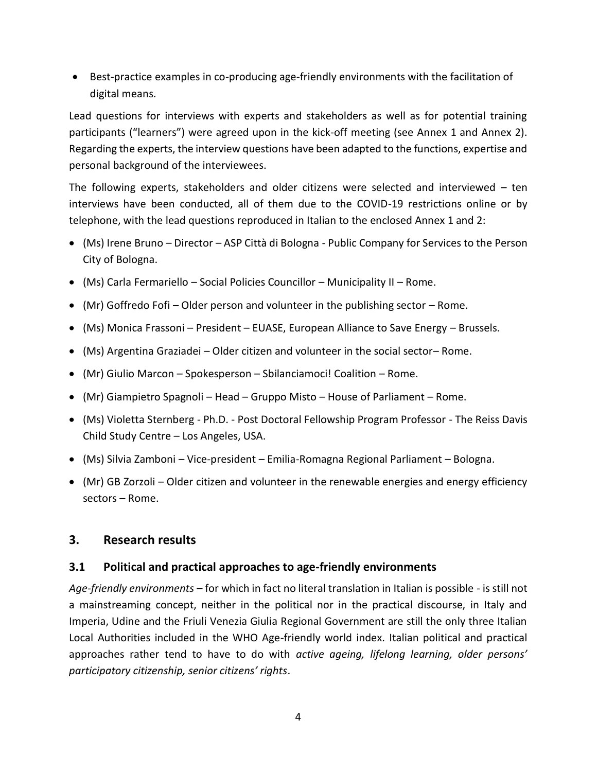- Best-practice examples in co-producing age-friendly environments with the facilitation of digital means.

Lead questions for interviews with experts and stakeholders as well as for potential training participants ("learners") were agreed upon in the kick-off meeting (see Annex 1 and Annex 2). Regarding the experts, the interview questions have been adapted to the functions, expertise and personal background of the interviewees.

The following experts, stakeholders and older citizens were selected and interviewed – ten interviews have been conducted, all of them due to the COVID-19 restrictions online or by telephone, with the lead questions reproduced in Italian to the enclosed Annex 1 and 2:

- (Ms) Irene Bruno – Director – ASP Città di Bologna - Public Company for Services to the Person City of Bologna.
- (Ms) Carla Fermariello – Social Policies Councillor – Municipality II – Rome.
- (Mr) Goffredo Fofi – Older person and volunteer in the publishing sector – Rome.
- (Ms) Monica Frassoni – President – EUASE, European Alliance to Save Energy – Brussels.
- (Ms) Argentina Graziadei – Older citizen and volunteer in the social sector– Rome.
- (Mr) Giulio Marcon – Spokesperson – Sbilanciamoci! Coalition – Rome.
- (Mr) Giampietro Spagnoli – Head – Gruppo Misto – House of Parliament – Rome.
- (Ms) Violetta Sternberg - Ph.D. - Post Doctoral Fellowship Program Professor - The Reiss Davis Child Study Centre – Los Angeles, USA.
- (Ms) Silvia Zamboni – Vice-president – Emilia-Romagna Regional Parliament – Bologna.
- (Mr) GB Zorzoli – Older citizen and volunteer in the renewable energies and energy efficiency sectors – Rome.

## 3. Research results

### 3.1 Political and practical approaches to age-friendly environments

*Age-friendly environments* – for which in fact no literal translation in Italian is possible - is still not a mainstreaming concept, neither in the political nor in the practical discourse, in Italy and Imperia, Udine and the Friuli Venezia Giulia Regional Government are still the only three Italian Local Authorities included in the WHO Age-friendly world index. Italian political and practical approaches rather tend to have to do with *active ageing, lifelong learning, older persons' participatory citizenship, senior citizens' rights*.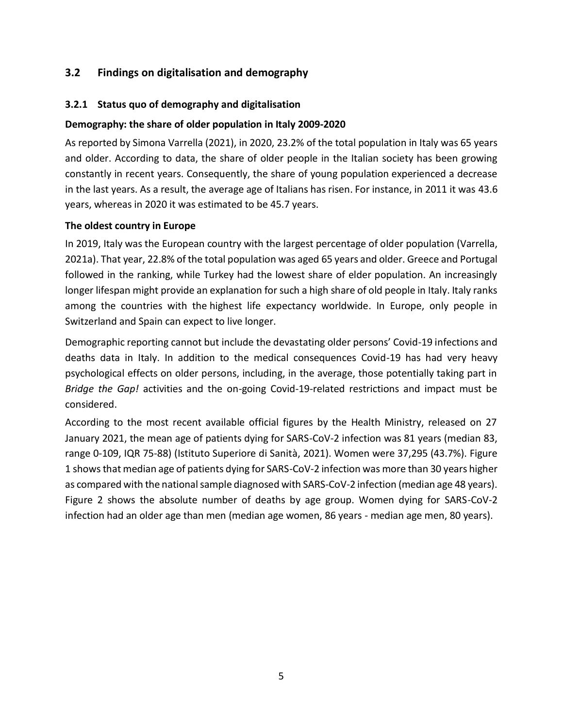## 3.2 Findings on digitalisation and demography

### 3.2.1 Status quo of demography and digitalisation

**Demography: the share of older population in Italy 2009-2020**

As reported by Simona Varrella (2021), in 2020, 23.2% of the total population in Italy was 65 years and older. According to data, the share of older people in the Italian society has been growing constantly in recent years. Consequently, the share of young population experienced a decrease in the last years. As a result, the average age of Italians has risen. For instance, in 2011 it was 43.6 years, whereas in 2020 it was estimated to be 45.7 years.

**The oldest country in Europe**

In 2019, Italy was the European country with the largest percentage of older population (Varrella, 2021a). That year, 22.8% of the total population was aged 65 years and older. Greece and Portugal followed in the ranking, while Turkey had the lowest share of elder population. An increasingly longer lifespan might provide an explanation for such a high share of old people in Italy. Italy ranks among the countries with the highest life expectancy worldwide. In Europe, only people in Switzerland and Spain can expect to live longer.

Demographic reporting cannot but include the devastating older persons' Covid-19 infections and deaths data in Italy. In addition to the medical consequences Covid-19 has had very heavy psychological effects on older persons, including, in the average, those potentially taking part in *Bridge the Gap!* activities and the on-going Covid-19-related restrictions and impact must be considered.

According to the most recent available official figures by the Health Ministry, released on 27 January 2021, the mean age of patients dying for SARS-CoV-2 infection was 81 years (median 83, range 0-109, IQR 75-88) (Istituto Superiore di Sanità, 2021). Women were 37,295 (43.7%). Figure 1 shows that median age of patients dying for SARS-CoV-2 infection was more than 30 years higher as compared with the national sample diagnosed with SARS-CoV-2 infection (median age 48 years). Figure 2 shows the absolute number of deaths by age group. Women dying for SARS-CoV-2 infection had an older age than men (median age women, 86 years - median age men, 80 years).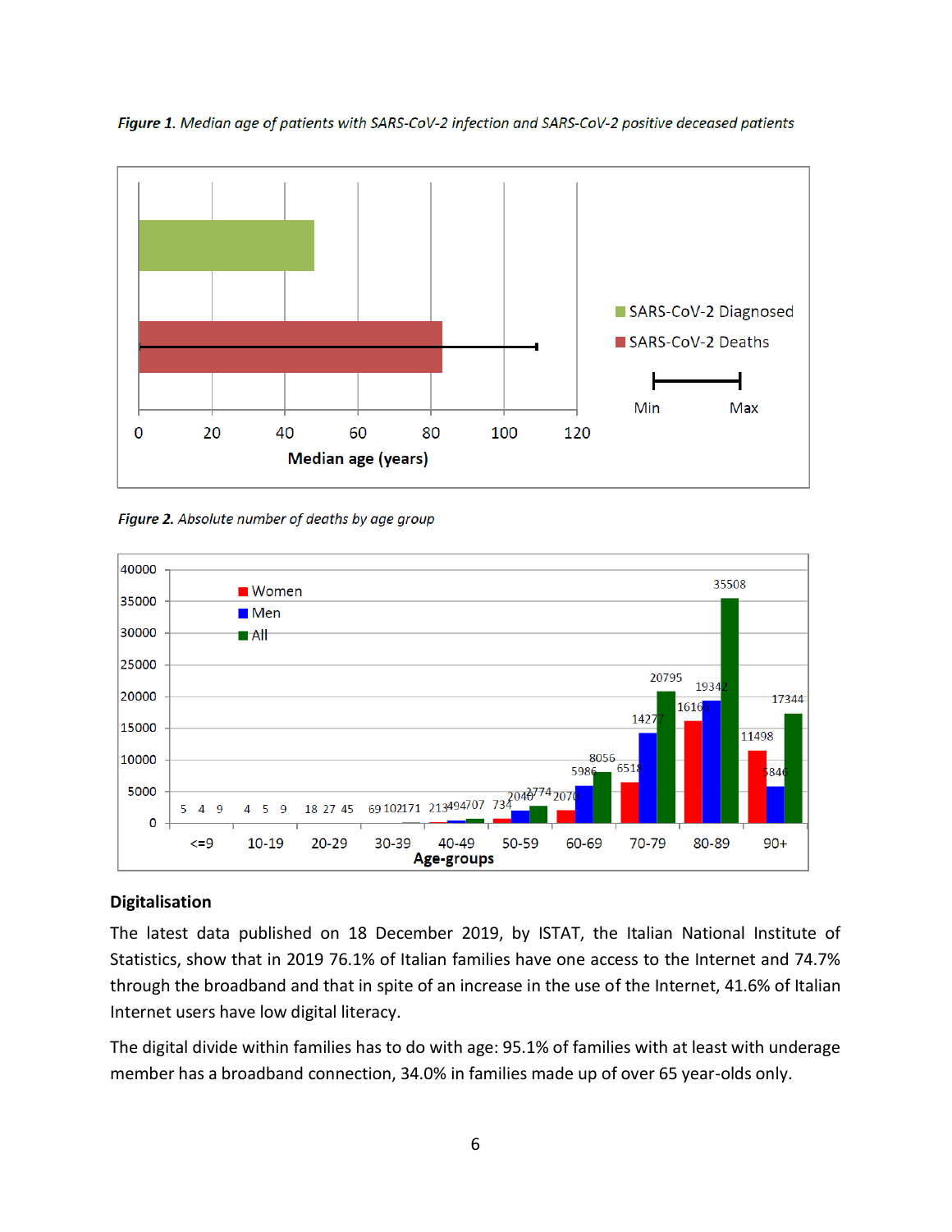*Figure 1. Median age of patients with SARS-CoV-2 infection and SARS-CoV-2 positive deceased patients*

*Figure 2. Absolute number of deaths by age group*

## Digitalisation

The latest data published on 18 December 2019, by ISTAT, the Italian National Institute of Statistics, show that in 2019 76.1% of Italian families have one access to the Internet and 74.7% through the broadband and that in spite of an increase in the use of the Internet, 41.6% of Italian Internet users have low digital literacy.

The digital divide within families has to do with age: 95.1% of families with at least with underage member has a broadband connection, 34.0% in families made up of over 65 year-olds only.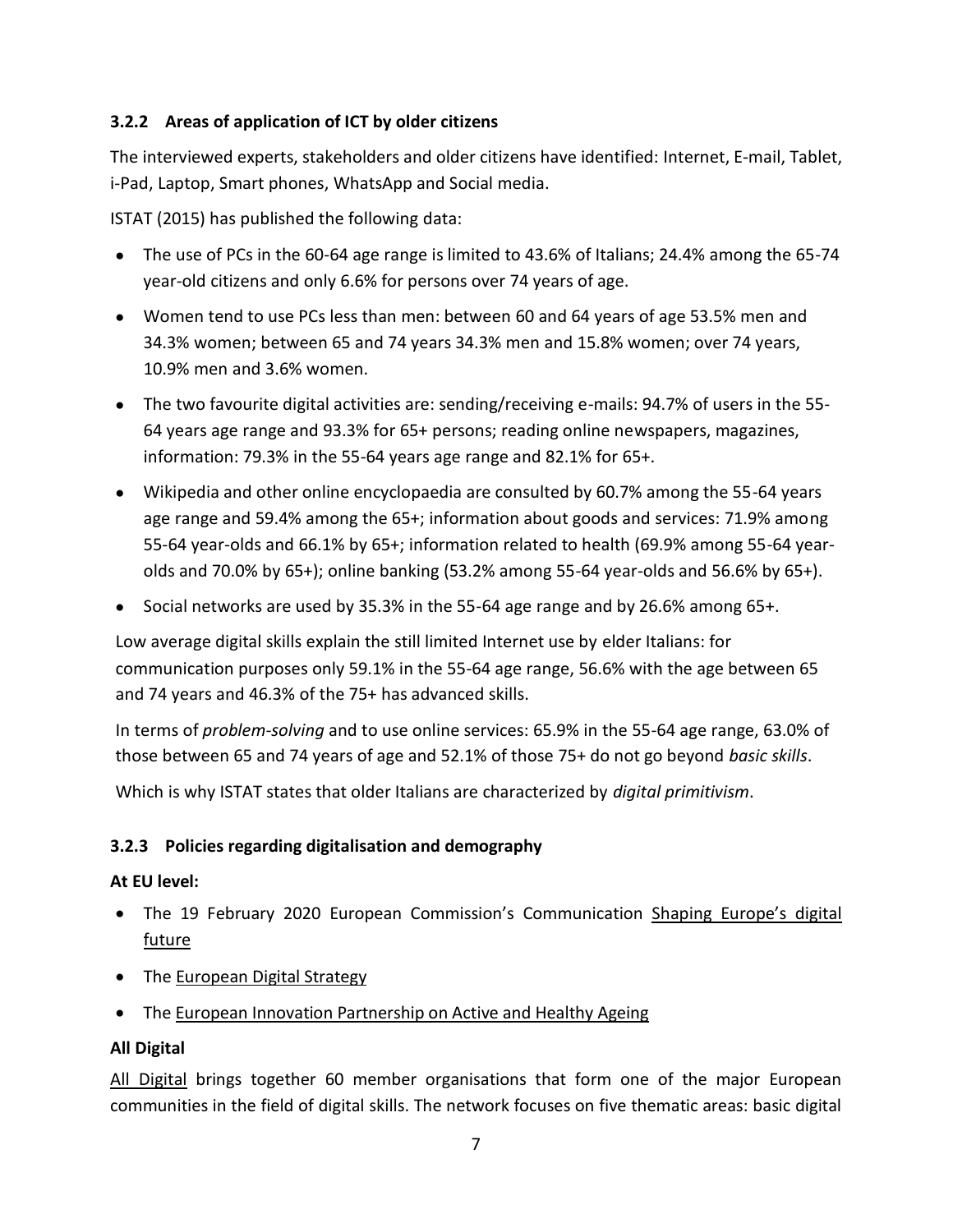### 3.2.2 Areas of application of ICT by older citizens

The interviewed experts, stakeholders and older citizens have identified: Internet, E-mail, Tablet, i-Pad, Laptop, Smart phones, WhatsApp and Social media.

ISTAT (2015) has published the following data:

- The use of PCs in the 60-64 age range is limited to 43.6% of Italians; 24.4% among the 65-74 year-old citizens and only 6.6% for persons over 74 years of age.
- Women tend to use PCs less than men: between 60 and 64 years of age 53.5% men and 34.3% women; between 65 and 74 years 34.3% men and 15.8% women; over 74 years, 10.9% men and 3.6% women.
- The two favourite digital activities are: sending/receiving e-mails: 94.7% of users in the 55-64 years age range and 93.3% for 65+ persons; reading online newspapers, magazines, information: 79.3% in the 55-64 years age range and 82.1% for 65+.
- Wikipedia and other online encyclopaedia are consulted by 60.7% among the 55-64 years age range and 59.4% among the 65+; information about goods and services: 71.9% among 55-64 year-olds and 66.1% by 65+; information related to health (69.9% among 55-64 year-olds and 70.0% by 65+); online banking (53.2% among 55-64 year-olds and 56.6% by 65+).
- Social networks are used by 35.3% in the 55-64 age range and by 26.6% among 65+.

Low average digital skills explain the still limited Internet use by elder Italians: for communication purposes only 59.1% in the 55-64 age range, 56.6% with the age between 65 and 74 years and 46.3% of the 75+ has advanced skills.

In terms of *problem-solving* and to use online services: 65.9% in the 55-64 age range, 63.0% of those between 65 and 74 years of age and 52.1% of those 75+ do not go beyond *basic skills*.

Which is why ISTAT states that older Italians are characterized by *digital primitivism*.

### 3.2.3 Policies regarding digitalisation and demography

**At EU level:**

- The 19 February 2020 European Commission's Communication Shaping Europe's digital future
- The European Digital Strategy
- The European Innovation Partnership on Active and Healthy Ageing

**All Digital**

All Digital brings together 60 member organisations that form one of the major European communities in the field of digital skills. The network focuses on five thematic areas: basic digital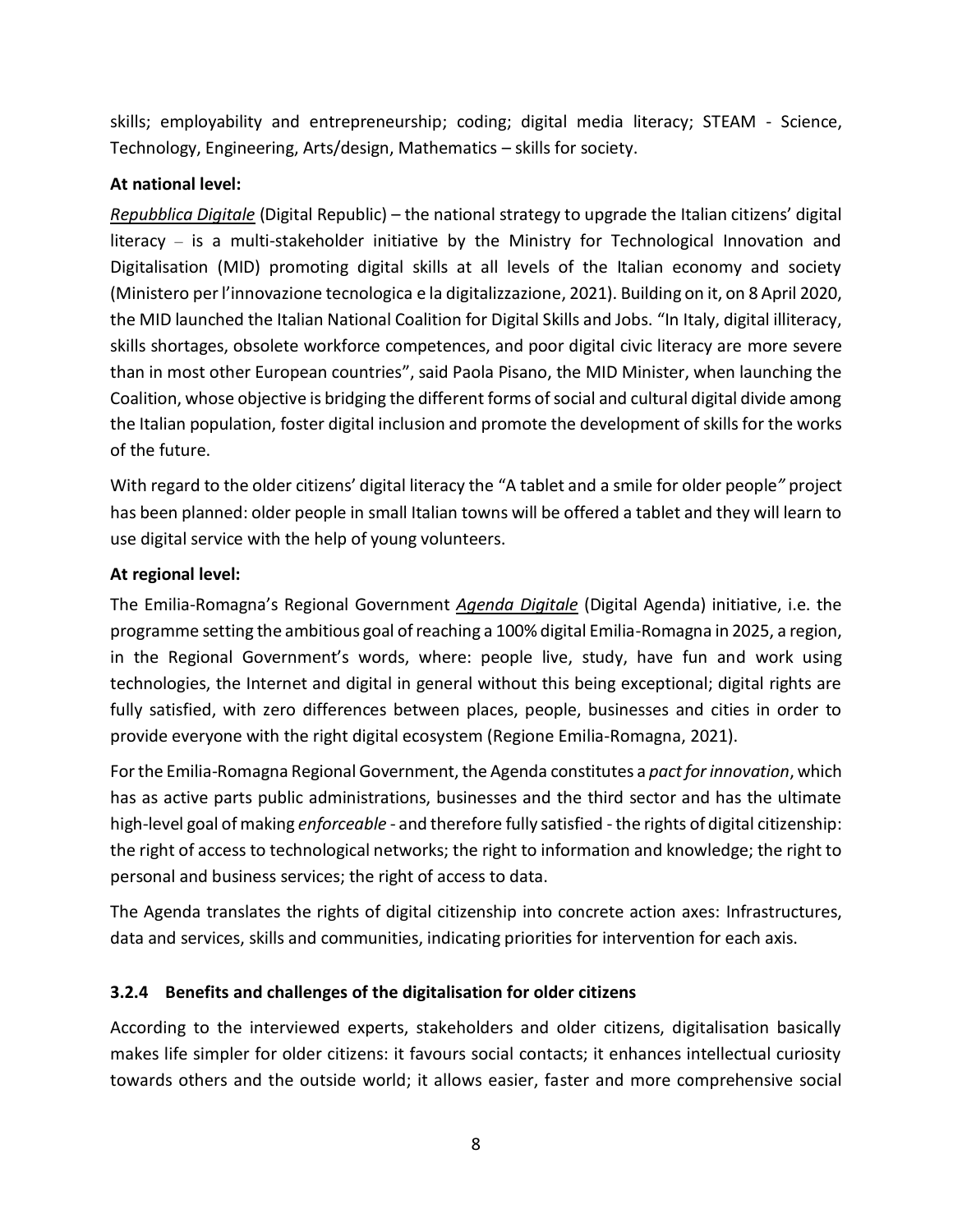skills; employability and entrepreneurship; coding; digital media literacy; STEAM - Science, Technology, Engineering, Arts/design, Mathematics – skills for society.

**At national level:**

*Repubblica Digitale* (Digital Republic) – the national strategy to upgrade the Italian citizens' digital literacy – is a multi-stakeholder initiative by the Ministry for Technological Innovation and Digitalisation (MID) promoting digital skills at all levels of the Italian economy and society (Ministero per l'innovazione tecnologica e la digitalizzazione, 2021). Building on it, on 8 April 2020, the MID launched the Italian National Coalition for Digital Skills and Jobs. "In Italy, digital illiteracy, skills shortages, obsolete workforce competences, and poor digital civic literacy are more severe than in most other European countries", said Paola Pisano, the MID Minister, when launching the Coalition, whose objective is bridging the different forms of social and cultural digital divide among the Italian population, foster digital inclusion and promote the development of skills for the works of the future.

With regard to the older citizens' digital literacy the "A tablet and a smile for older people" project has been planned: older people in small Italian towns will be offered a tablet and they will learn to use digital service with the help of young volunteers.

**At regional level:**

The Emilia-Romagna's Regional Government *Agenda Digitale* (Digital Agenda) initiative, i.e. the programme setting the ambitious goal of reaching a 100% digital Emilia-Romagna in 2025, a region, in the Regional Government's words, where: people live, study, have fun and work using technologies, the Internet and digital in general without this being exceptional; digital rights are fully satisfied, with zero differences between places, people, businesses and cities in order to provide everyone with the right digital ecosystem (Regione Emilia-Romagna, 2021).

For the Emilia-Romagna Regional Government, the Agenda constitutes a *pact for innovation*, which has as active parts public administrations, businesses and the third sector and has the ultimate high-level goal of making *enforceable* - and therefore fully satisfied - the rights of digital citizenship: the right of access to technological networks; the right to information and knowledge; the right to personal and business services; the right of access to data.

The Agenda translates the rights of digital citizenship into concrete action axes: Infrastructures, data and services, skills and communities, indicating priorities for intervention for each axis.

### 3.2.4 Benefits and challenges of the digitalisation for older citizens

According to the interviewed experts, stakeholders and older citizens, digitalisation basically makes life simpler for older citizens: it favours social contacts; it enhances intellectual curiosity towards others and the outside world; it allows easier, faster and more comprehensive social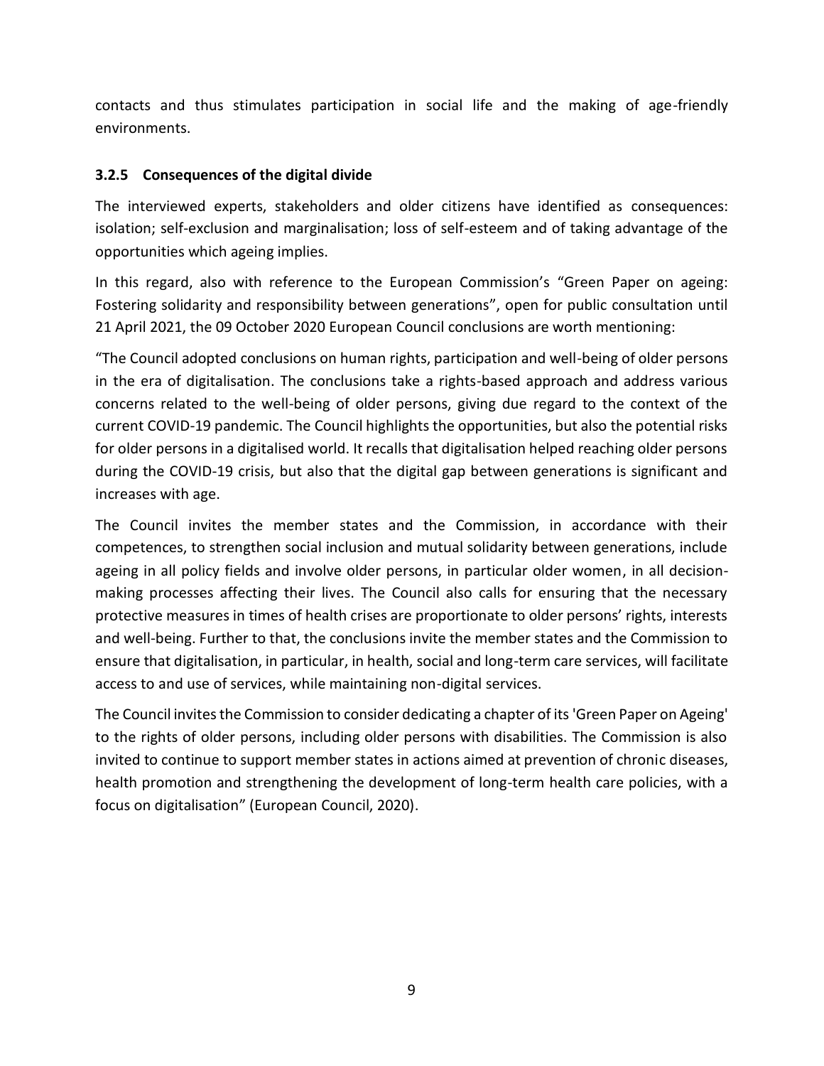contacts and thus stimulates participation in social life and the making of age-friendly environments.

### 3.2.5 Consequences of the digital divide

The interviewed experts, stakeholders and older citizens have identified as consequences: isolation; self-exclusion and marginalisation; loss of self-esteem and of taking advantage of the opportunities which ageing implies.

In this regard, also with reference to the European Commission's "Green Paper on ageing: Fostering solidarity and responsibility between generations", open for public consultation until 21 April 2021, the 09 October 2020 European Council conclusions are worth mentioning:

"The Council adopted conclusions on human rights, participation and well-being of older persons in the era of digitalisation. The conclusions take a rights-based approach and address various concerns related to the well-being of older persons, giving due regard to the context of the current COVID-19 pandemic. The Council highlights the opportunities, but also the potential risks for older persons in a digitalised world. It recalls that digitalisation helped reaching older persons during the COVID-19 crisis, but also that the digital gap between generations is significant and increases with age.

The Council invites the member states and the Commission, in accordance with their competences, to strengthen social inclusion and mutual solidarity between generations, include ageing in all policy fields and involve older persons, in particular older women, in all decision-making processes affecting their lives. The Council also calls for ensuring that the necessary protective measures in times of health crises are proportionate to older persons' rights, interests and well-being. Further to that, the conclusions invite the member states and the Commission to ensure that digitalisation, in particular, in health, social and long-term care services, will facilitate access to and use of services, while maintaining non-digital services.

The Council invites the Commission to consider dedicating a chapter of its 'Green Paper on Ageing' to the rights of older persons, including older persons with disabilities. The Commission is also invited to continue to support member states in actions aimed at prevention of chronic diseases, health promotion and strengthening the development of long-term health care policies, with a focus on digitalisation" (European Council, 2020).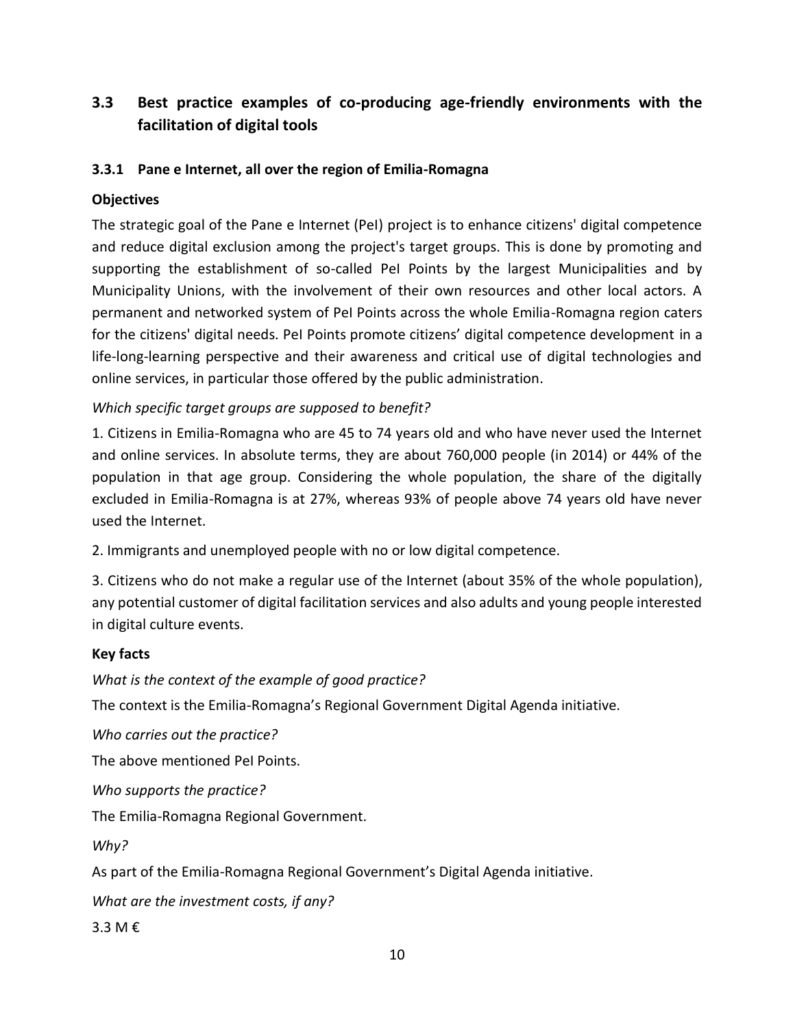## 3.3 Best practice examples of co-producing age-friendly environments with the facilitation of digital tools

### 3.3.1 Pane e Internet, all over the region of Emilia-Romagna

**Objectives**

The strategic goal of the Pane e Internet (PeI) project is to enhance citizens' digital competence and reduce digital exclusion among the project's target groups. This is done by promoting and supporting the establishment of so-called PeI Points by the largest Municipalities and by Municipality Unions, with the involvement of their own resources and other local actors. A permanent and networked system of PeI Points across the whole Emilia-Romagna region caters for the citizens' digital needs. PeI Points promote citizens' digital competence development in a life-long-learning perspective and their awareness and critical use of digital technologies and online services, in particular those offered by the public administration.

*Which specific target groups are supposed to benefit?*

1. Citizens in Emilia-Romagna who are 45 to 74 years old and who have never used the Internet and online services. In absolute terms, they are about 760,000 people (in 2014) or 44% of the population in that age group. Considering the whole population, the share of the digitally excluded in Emilia-Romagna is at 27%, whereas 93% of people above 74 years old have never used the Internet.

2. Immigrants and unemployed people with no or low digital competence.

3. Citizens who do not make a regular use of the Internet (about 35% of the whole population), any potential customer of digital facilitation services and also adults and young people interested in digital culture events.

**Key facts**

*What is the context of the example of good practice?*

The context is the Emilia-Romagna's Regional Government Digital Agenda initiative.

*Who carries out the practice?*

The above mentioned PeI Points.

*Who supports the practice?*

The Emilia-Romagna Regional Government.

*Why?*

As part of the Emilia-Romagna Regional Government's Digital Agenda initiative.

*What are the investment costs, if any?*

3.3 M €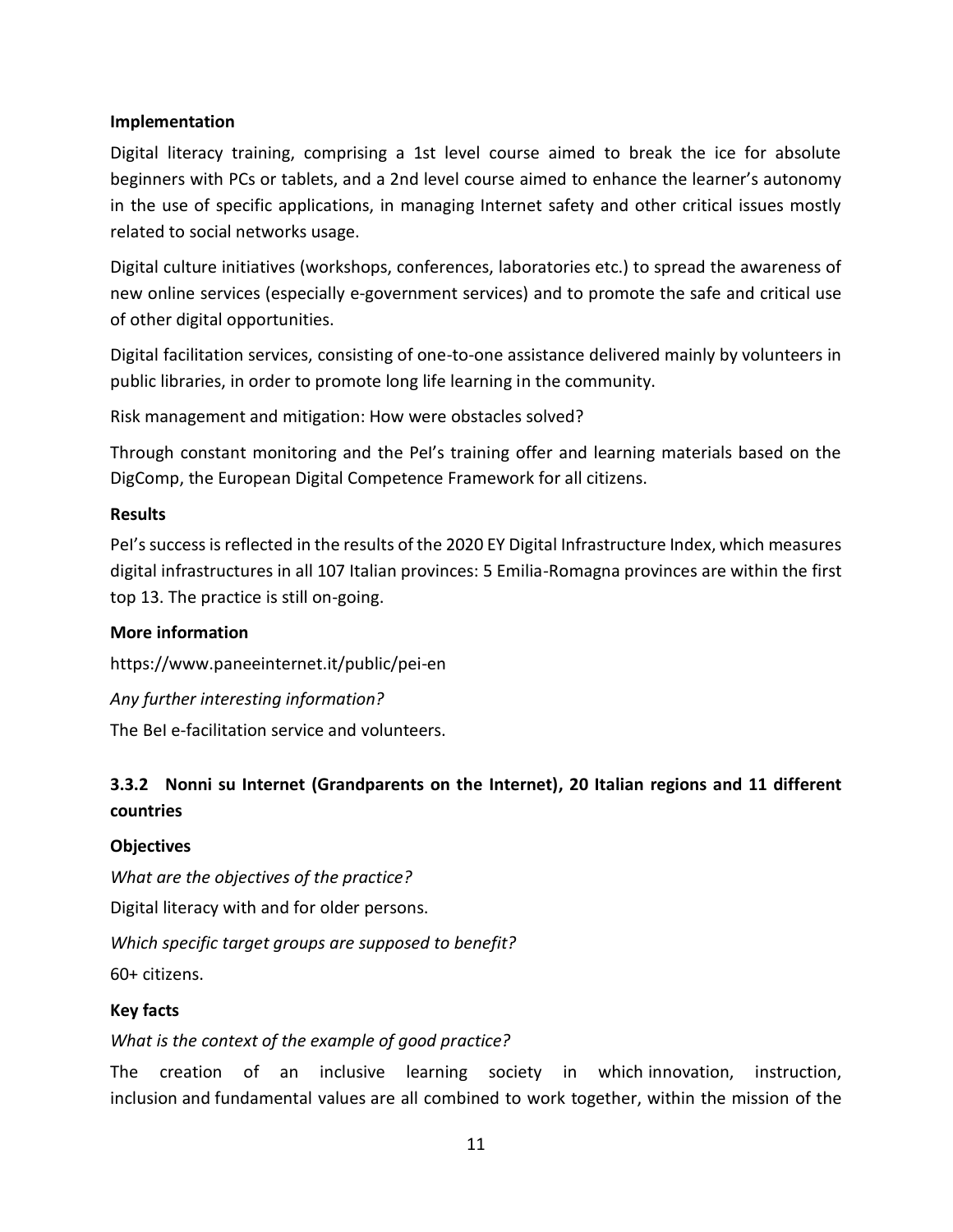**Implementation**

Digital literacy training, comprising a 1st level course aimed to break the ice for absolute beginners with PCs or tablets, and a 2nd level course aimed to enhance the learner's autonomy in the use of specific applications, in managing Internet safety and other critical issues mostly related to social networks usage.

Digital culture initiatives (workshops, conferences, laboratories etc.) to spread the awareness of new online services (especially e-government services) and to promote the safe and critical use of other digital opportunities.

Digital facilitation services, consisting of one-to-one assistance delivered mainly by volunteers in public libraries, in order to promote long life learning in the community.

Risk management and mitigation: How were obstacles solved?

Through constant monitoring and the PeI's training offer and learning materials based on the DigComp, the European Digital Competence Framework for all citizens.

**Results**

PeI's success is reflected in the results of the 2020 EY Digital Infrastructure Index, which measures digital infrastructures in all 107 Italian provinces: 5 Emilia-Romagna provinces are within the first top 13. The practice is still on-going.

**More information**

https://www.paneeinternet.it/public/pei-en

*Any further interesting information?*

The BeI e-facilitation service and volunteers.

### 3.3.2 Nonni su Internet (Grandparents on the Internet), 20 Italian regions and 11 different countries

**Objectives**

*What are the objectives of the practice?*

Digital literacy with and for older persons.

*Which specific target groups are supposed to benefit?*

60+ citizens.

**Key facts**

*What is the context of the example of good practice?*

The creation of an inclusive learning society in which innovation, instruction, inclusion and fundamental values are all combined to work together, within the mission of the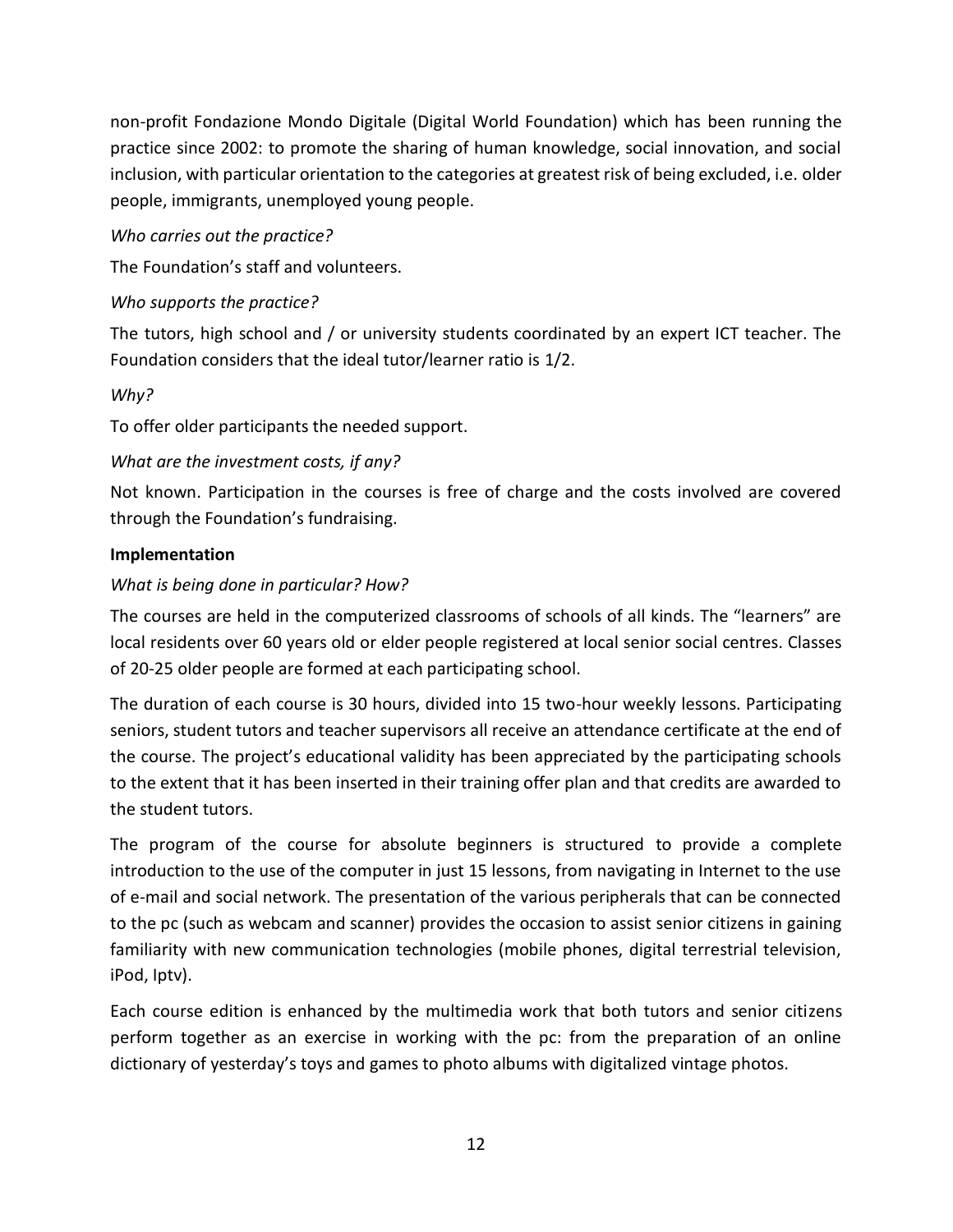non-profit Fondazione Mondo Digitale (Digital World Foundation) which has been running the practice since 2002: to promote the sharing of human knowledge, social innovation, and social inclusion, with particular orientation to the categories at greatest risk of being excluded, i.e. older people, immigrants, unemployed young people.

*Who carries out the practice?*

The Foundation's staff and volunteers.

*Who supports the practice?*

The tutors, high school and / or university students coordinated by an expert ICT teacher. The Foundation considers that the ideal tutor/learner ratio is 1/2.

*Why?*

To offer older participants the needed support.

*What are the investment costs, if any?*

Not known. Participation in the courses is free of charge and the costs involved are covered through the Foundation's fundraising.

**Implementation**

*What is being done in particular? How?*

The courses are held in the computerized classrooms of schools of all kinds. The "learners" are local residents over 60 years old or elder people registered at local senior social centres. Classes of 20-25 older people are formed at each participating school.

The duration of each course is 30 hours, divided into 15 two-hour weekly lessons. Participating seniors, student tutors and teacher supervisors all receive an attendance certificate at the end of the course. The project's educational validity has been appreciated by the participating schools to the extent that it has been inserted in their training offer plan and that credits are awarded to the student tutors.

The program of the course for absolute beginners is structured to provide a complete introduction to the use of the computer in just 15 lessons, from navigating in Internet to the use of e-mail and social network. The presentation of the various peripherals that can be connected to the pc (such as webcam and scanner) provides the occasion to assist senior citizens in gaining familiarity with new communication technologies (mobile phones, digital terrestrial television, iPod, Iptv).

Each course edition is enhanced by the multimedia work that both tutors and senior citizens perform together as an exercise in working with the pc: from the preparation of an online dictionary of yesterday's toys and games to photo albums with digitalized vintage photos.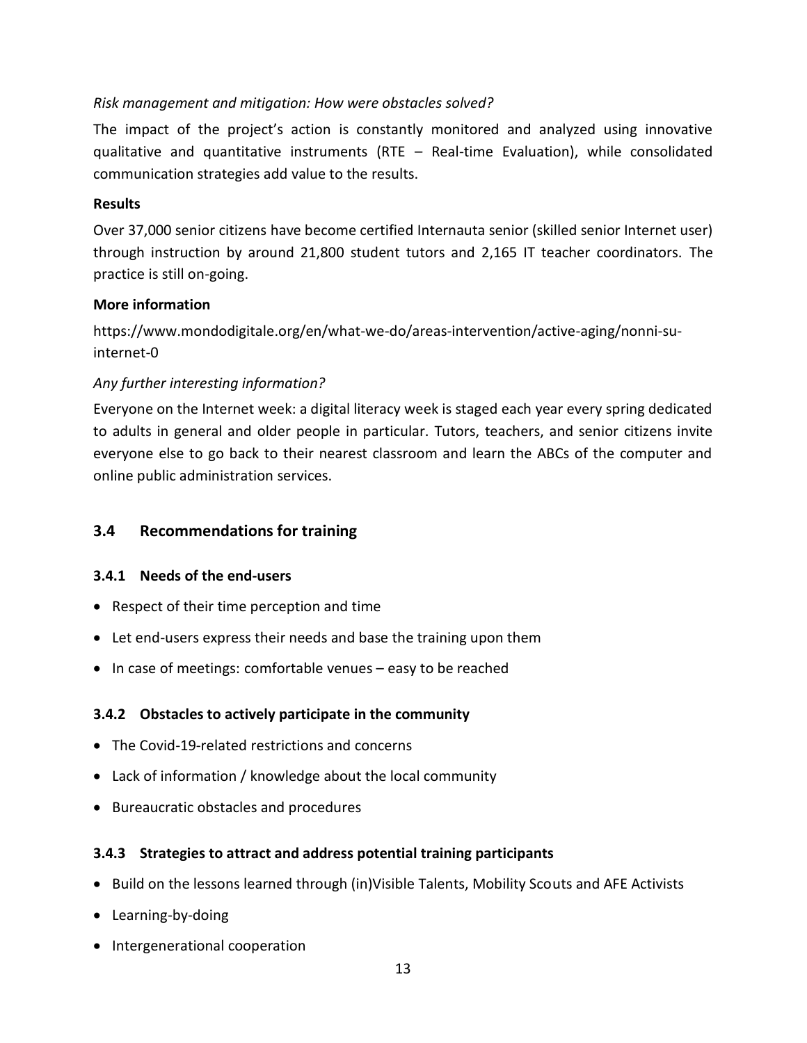*Risk management and mitigation: How were obstacles solved?*

The impact of the project's action is constantly monitored and analyzed using innovative qualitative and quantitative instruments (RTE – Real-time Evaluation), while consolidated communication strategies add value to the results.

**Results**

Over 37,000 senior citizens have become certified Internauta senior (skilled senior Internet user) through instruction by around 21,800 student tutors and 2,165 IT teacher coordinators. The practice is still on-going.

**More information**

https://www.mondodigitale.org/en/what-we-do/areas-intervention/active-aging/nonni-su-internet-0

*Any further interesting information?*

Everyone on the Internet week: a digital literacy week is staged each year every spring dedicated to adults in general and older people in particular. Tutors, teachers, and senior citizens invite everyone else to go back to their nearest classroom and learn the ABCs of the computer and online public administration services.

## 3.4 Recommendations for training

### 3.4.1 Needs of the end-users

- Respect of their time perception and time
- Let end-users express their needs and base the training upon them
- In case of meetings: comfortable venues – easy to be reached

### 3.4.2 Obstacles to actively participate in the community

- The Covid-19-related restrictions and concerns
- Lack of information / knowledge about the local community
- Bureaucratic obstacles and procedures

### 3.4.3 Strategies to attract and address potential training participants

- Build on the lessons learned through (in)Visible Talents, Mobility Scouts and AFE Activists
- Learning-by-doing
- Intergenerational cooperation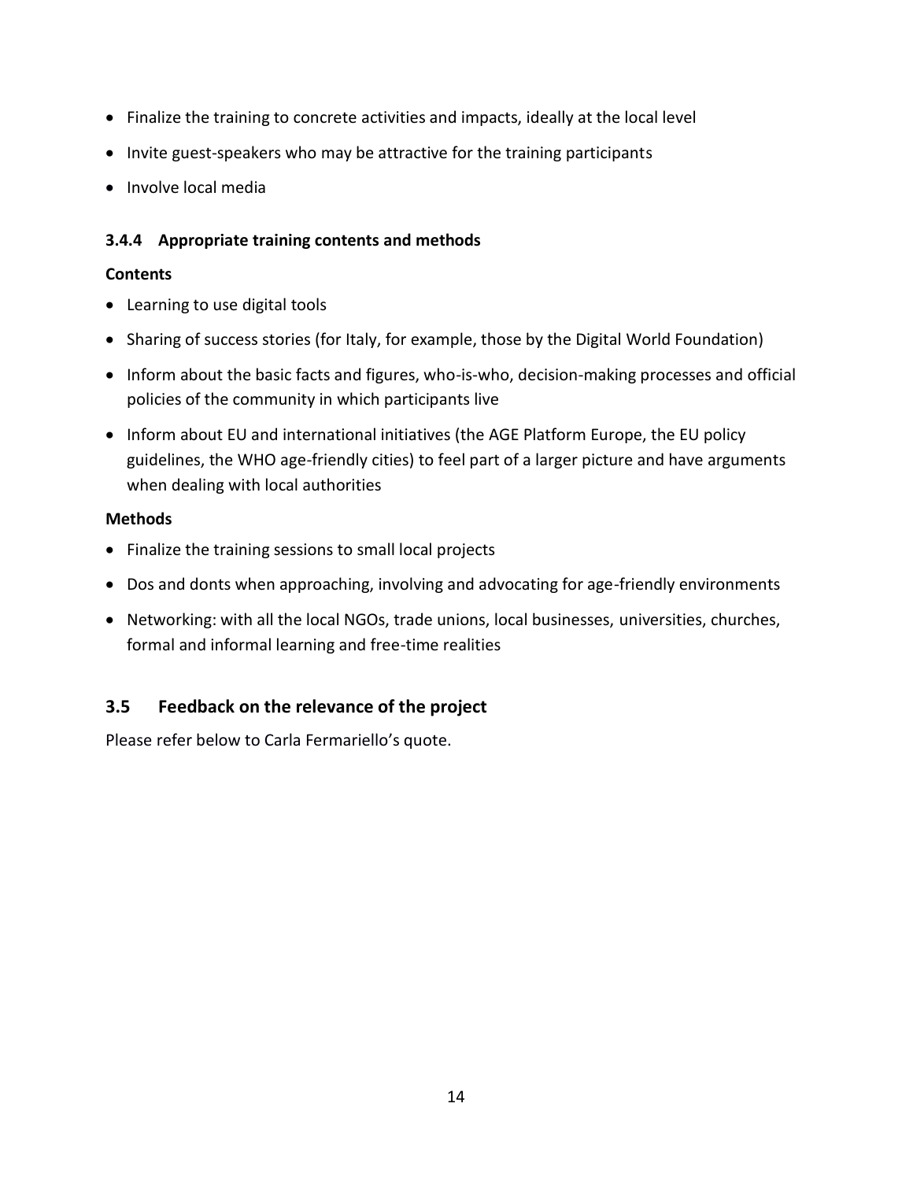- Finalize the training to concrete activities and impacts, ideally at the local level
- Invite guest-speakers who may be attractive for the training participants
- Involve local media

#### 3.4.4 Appropriate training contents and methods

**Contents**

- Learning to use digital tools
- Sharing of success stories (for Italy, for example, those by the Digital World Foundation)
- Inform about the basic facts and figures, who-is-who, decision-making processes and official policies of the community in which participants live
- Inform about EU and international initiatives (the AGE Platform Europe, the EU policy guidelines, the WHO age-friendly cities) to feel part of a larger picture and have arguments when dealing with local authorities

**Methods**

- Finalize the training sessions to small local projects
- Dos and donts when approaching, involving and advocating for age-friendly environments
- Networking: with all the local NGOs, trade unions, local businesses, universities, churches, formal and informal learning and free-time realities

### 3.5 Feedback on the relevance of the project

Please refer below to Carla Fermariello's quote.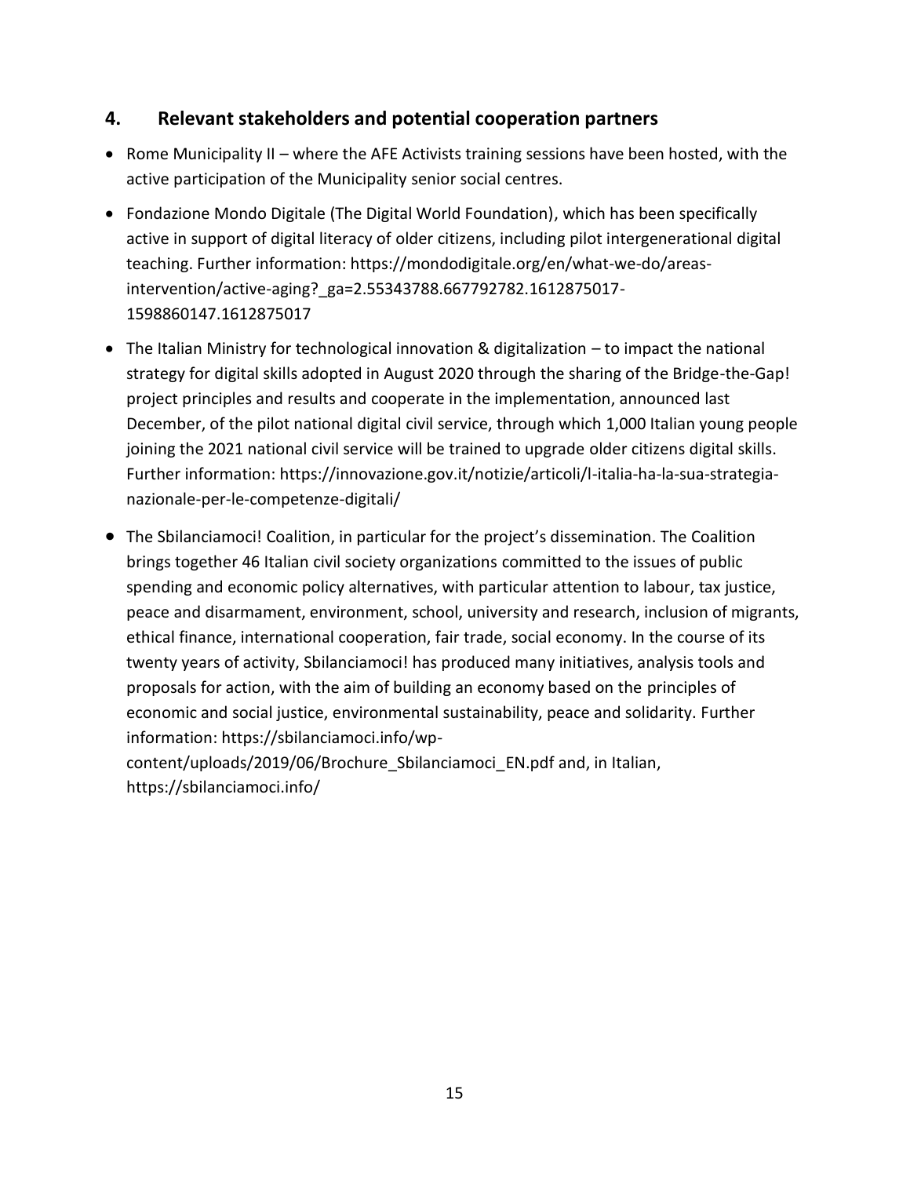## 4. Relevant stakeholders and potential cooperation partners

- Rome Municipality II – where the AFE Activists training sessions have been hosted, with the active participation of the Municipality senior social centres.
- Fondazione Mondo Digitale (The Digital World Foundation), which has been specifically active in support of digital literacy of older citizens, including pilot intergenerational digital teaching. Further information: https://mondodigitale.org/en/what-we-do/areas-intervention/active-aging?_ga=2.55343788.667792782.1612875017-1598860147.1612875017
- The Italian Ministry for technological innovation & digitalization – to impact the national strategy for digital skills adopted in August 2020 through the sharing of the Bridge-the-Gap! project principles and results and cooperate in the implementation, announced last December, of the pilot national digital civil service, through which 1,000 Italian young people joining the 2021 national civil service will be trained to upgrade older citizens digital skills. Further information: https://innovazione.gov.it/notizie/articoli/l-italia-ha-la-sua-strategia-nazionale-per-le-competenze-digitali/
- The Sbilanciamoci! Coalition, in particular for the project's dissemination. The Coalition brings together 46 Italian civil society organizations committed to the issues of public spending and economic policy alternatives, with particular attention to labour, tax justice, peace and disarmament, environment, school, university and research, inclusion of migrants, ethical finance, international cooperation, fair trade, social economy. In the course of its twenty years of activity, Sbilanciamoci! has produced many initiatives, analysis tools and proposals for action, with the aim of building an economy based on the principles of economic and social justice, environmental sustainability, peace and solidarity. Further information: https://sbilanciamoci.info/wp-content/uploads/2019/06/Brochure_Sbilanciamoci_EN.pdf and, in Italian, https://sbilanciamoci.info/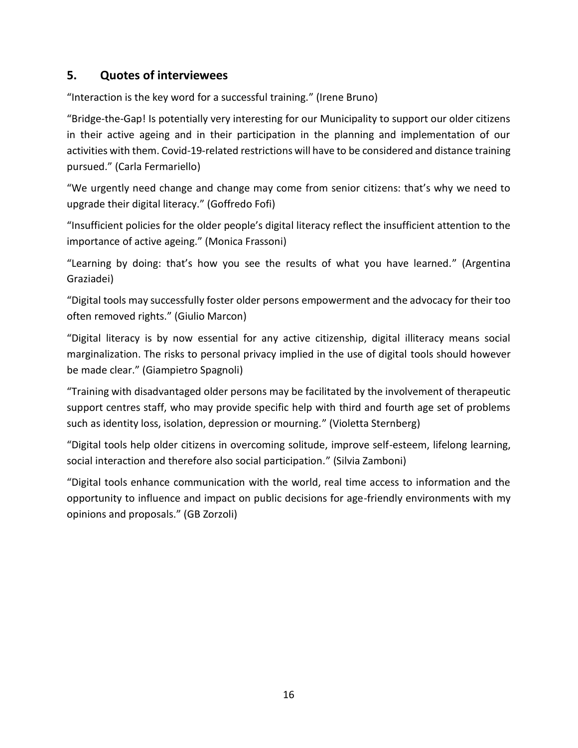## 5. Quotes of interviewees

“Interaction is the key word for a successful training.” (Irene Bruno)

“Bridge-the-Gap! Is potentially very interesting for our Municipality to support our older citizens in their active ageing and in their participation in the planning and implementation of our activities with them. Covid-19-related restrictions will have to be considered and distance training pursued.” (Carla Fermariello)

“We urgently need change and change may come from senior citizens: that’s why we need to upgrade their digital literacy.” (Goffredo Fofi)

“Insufficient policies for the older people’s digital literacy reflect the insufficient attention to the importance of active ageing.” (Monica Frassoni)

“Learning by doing: that’s how you see the results of what you have learned.” (Argentina Graziadei)

“Digital tools may successfully foster older persons empowerment and the advocacy for their too often removed rights.” (Giulio Marcon)

“Digital literacy is by now essential for any active citizenship, digital illiteracy means social marginalization. The risks to personal privacy implied in the use of digital tools should however be made clear.” (Giampietro Spagnoli)

“Training with disadvantaged older persons may be facilitated by the involvement of therapeutic support centres staff, who may provide specific help with third and fourth age set of problems such as identity loss, isolation, depression or mourning.” (Violetta Sternberg)

“Digital tools help older citizens in overcoming solitude, improve self-esteem, lifelong learning, social interaction and therefore also social participation.” (Silvia Zamboni)

“Digital tools enhance communication with the world, real time access to information and the opportunity to influence and impact on public decisions for age-friendly environments with my opinions and proposals.” (GB Zorzoli)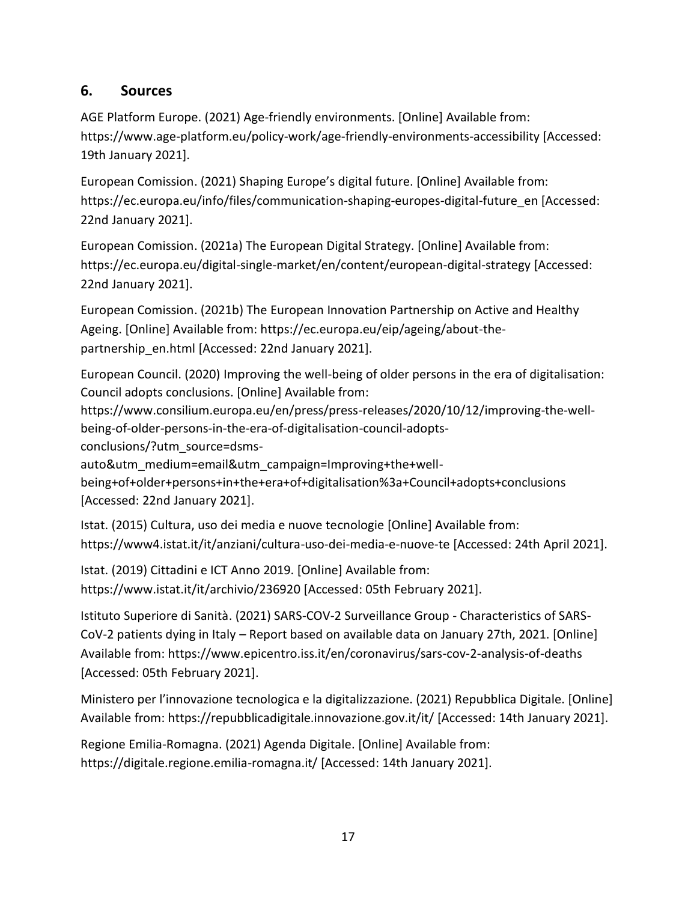## 6. Sources

AGE Platform Europe. (2021) Age-friendly environments. [Online] Available from: https://www.age-platform.eu/policy-work/age-friendly-environments-accessibility [Accessed: 19th January 2021].

European Comission. (2021) Shaping Europe's digital future. [Online] Available from: https://ec.europa.eu/info/files/communication-shaping-europes-digital-future_en [Accessed: 22nd January 2021].

European Comission. (2021a) The European Digital Strategy. [Online] Available from: https://ec.europa.eu/digital-single-market/en/content/european-digital-strategy [Accessed: 22nd January 2021].

European Comission. (2021b) The European Innovation Partnership on Active and Healthy Ageing. [Online] Available from: https://ec.europa.eu/eip/ageing/about-the-partnership_en.html [Accessed: 22nd January 2021].

European Council. (2020) Improving the well-being of older persons in the era of digitalisation: Council adopts conclusions. [Online] Available from: https://www.consilium.europa.eu/en/press/press-releases/2020/10/12/improving-the-well-being-of-older-persons-in-the-era-of-digitalisation-council-adopts-conclusions/?utm_source=dsms-auto&utm_medium=email&utm_campaign=Improving+the+well-being+of+older+persons+in+the+era+of+digitalisation%3a+Council+adopts+conclusions [Accessed: 22nd January 2021].

Istat. (2015) Cultura, uso dei media e nuove tecnologie [Online] Available from: https://www4.istat.it/it/anziani/cultura-uso-dei-media-e-nuove-te [Accessed: 24th April 2021].

Istat. (2019) Cittadini e ICT Anno 2019. [Online] Available from: https://www.istat.it/it/archivio/236920 [Accessed: 05th February 2021].

Istituto Superiore di Sanità. (2021) SARS-COV-2 Surveillance Group - Characteristics of SARS-CoV-2 patients dying in Italy – Report based on available data on January 27th, 2021. [Online] Available from: https://www.epicentro.iss.it/en/coronavirus/sars-cov-2-analysis-of-deaths [Accessed: 05th February 2021].

Ministero per l'innovazione tecnologica e la digitalizzazione. (2021) Repubblica Digitale. [Online] Available from: https://repubblicadigitale.innovazione.gov.it/it/ [Accessed: 14th January 2021].

Regione Emilia-Romagna. (2021) Agenda Digitale. [Online] Available from: https://digitale.regione.emilia-romagna.it/ [Accessed: 14th January 2021].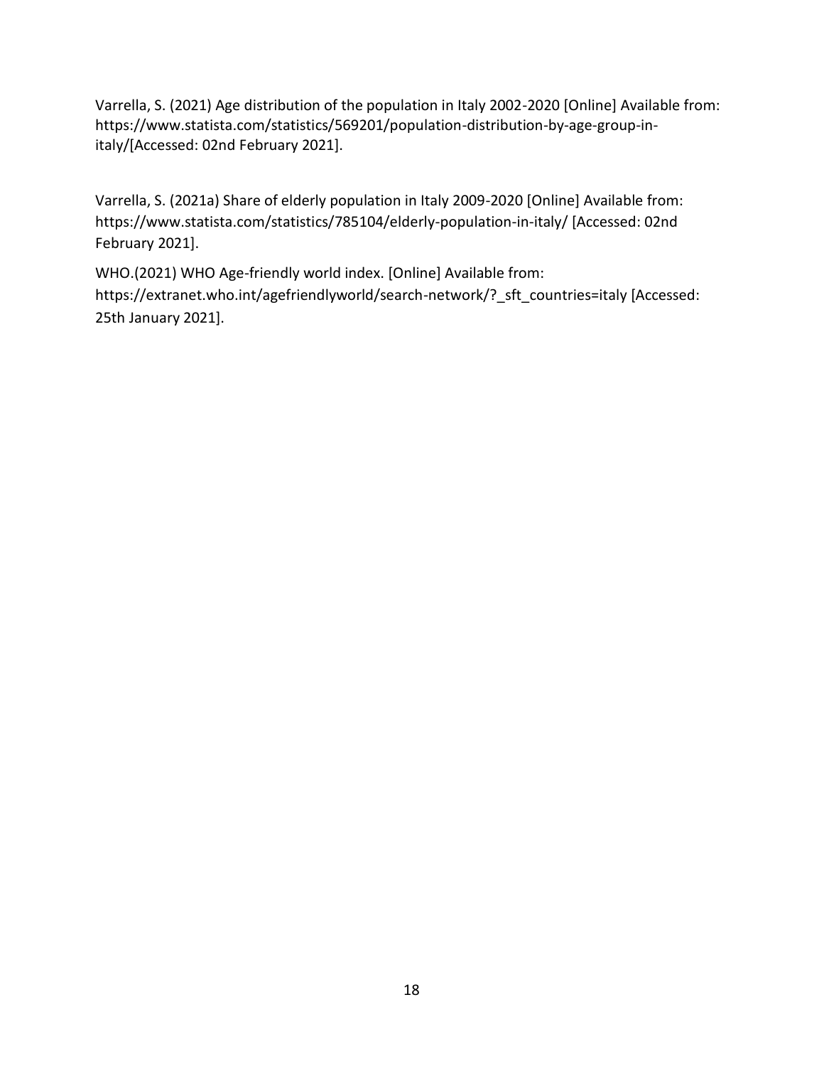Varrella, S. (2021) Age distribution of the population in Italy 2002-2020 [Online] Available from: https://www.statista.com/statistics/569201/population-distribution-by-age-group-in-italy/[Accessed: 02nd February 2021].

Varrella, S. (2021a) Share of elderly population in Italy 2009-2020 [Online] Available from: https://www.statista.com/statistics/785104/elderly-population-in-italy/ [Accessed: 02nd February 2021].

WHO.(2021) WHO Age-friendly world index. [Online] Available from: https://extranet.who.int/agefriendlyworld/search-network/?_sft_countries=italy [Accessed: 25th January 2021].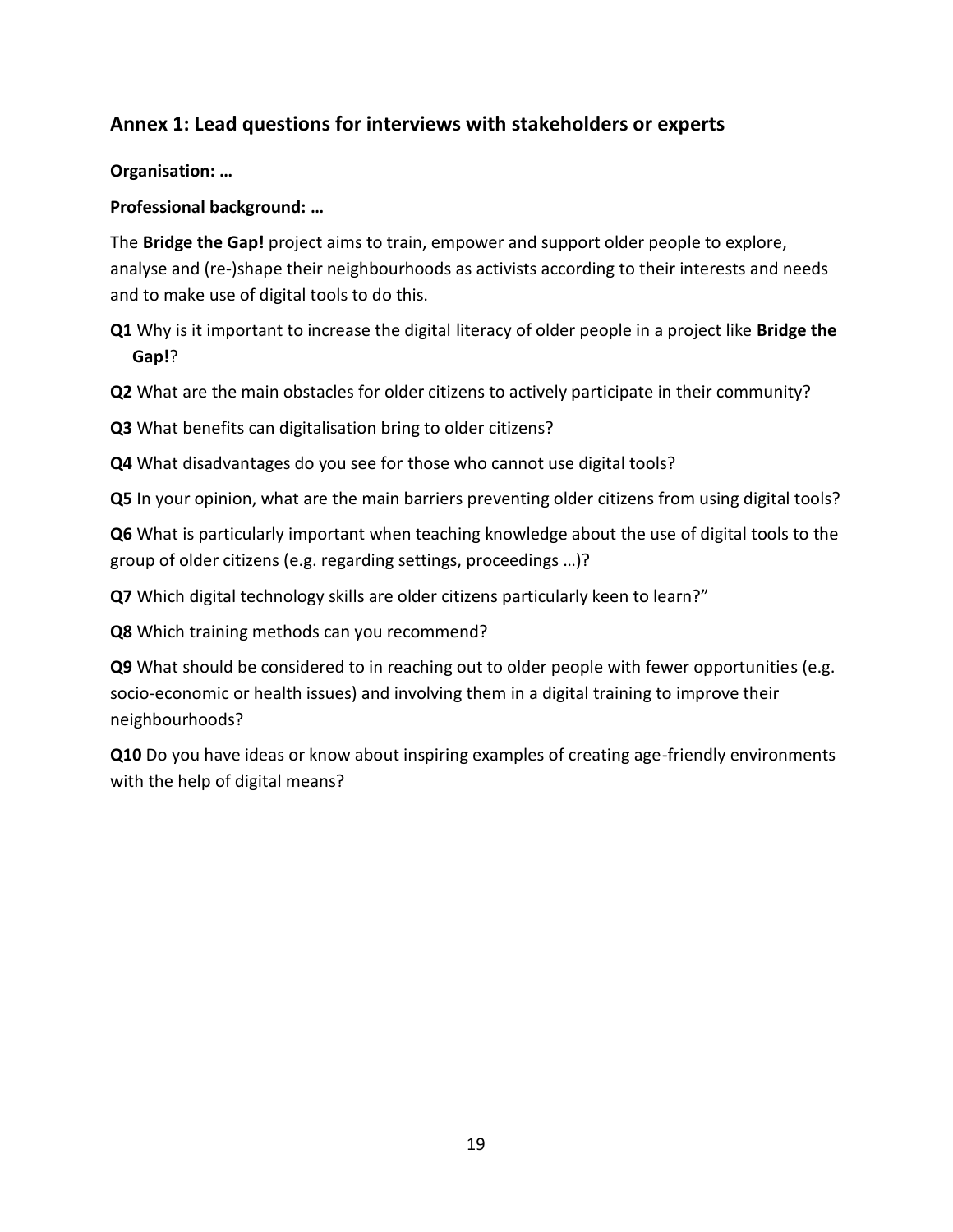## Annex 1: Lead questions for interviews with stakeholders or experts

**Organisation: …**

**Professional background: …**

The **Bridge the Gap!** project aims to train, empower and support older people to explore, analyse and (re-)shape their neighbourhoods as activists according to their interests and needs and to make use of digital tools to do this.

**Q1** Why is it important to increase the digital literacy of older people in a project like **Bridge the Gap!**?

**Q2** What are the main obstacles for older citizens to actively participate in their community?

**Q3** What benefits can digitalisation bring to older citizens?

**Q4** What disadvantages do you see for those who cannot use digital tools?

**Q5** In your opinion, what are the main barriers preventing older citizens from using digital tools?

**Q6** What is particularly important when teaching knowledge about the use of digital tools to the group of older citizens (e.g. regarding settings, proceedings …)?

**Q7** Which digital technology skills are older citizens particularly keen to learn?"

**Q8** Which training methods can you recommend?

**Q9** What should be considered to in reaching out to older people with fewer opportunities (e.g. socio-economic or health issues) and involving them in a digital training to improve their neighbourhoods?

**Q10** Do you have ideas or know about inspiring examples of creating age-friendly environments with the help of digital means?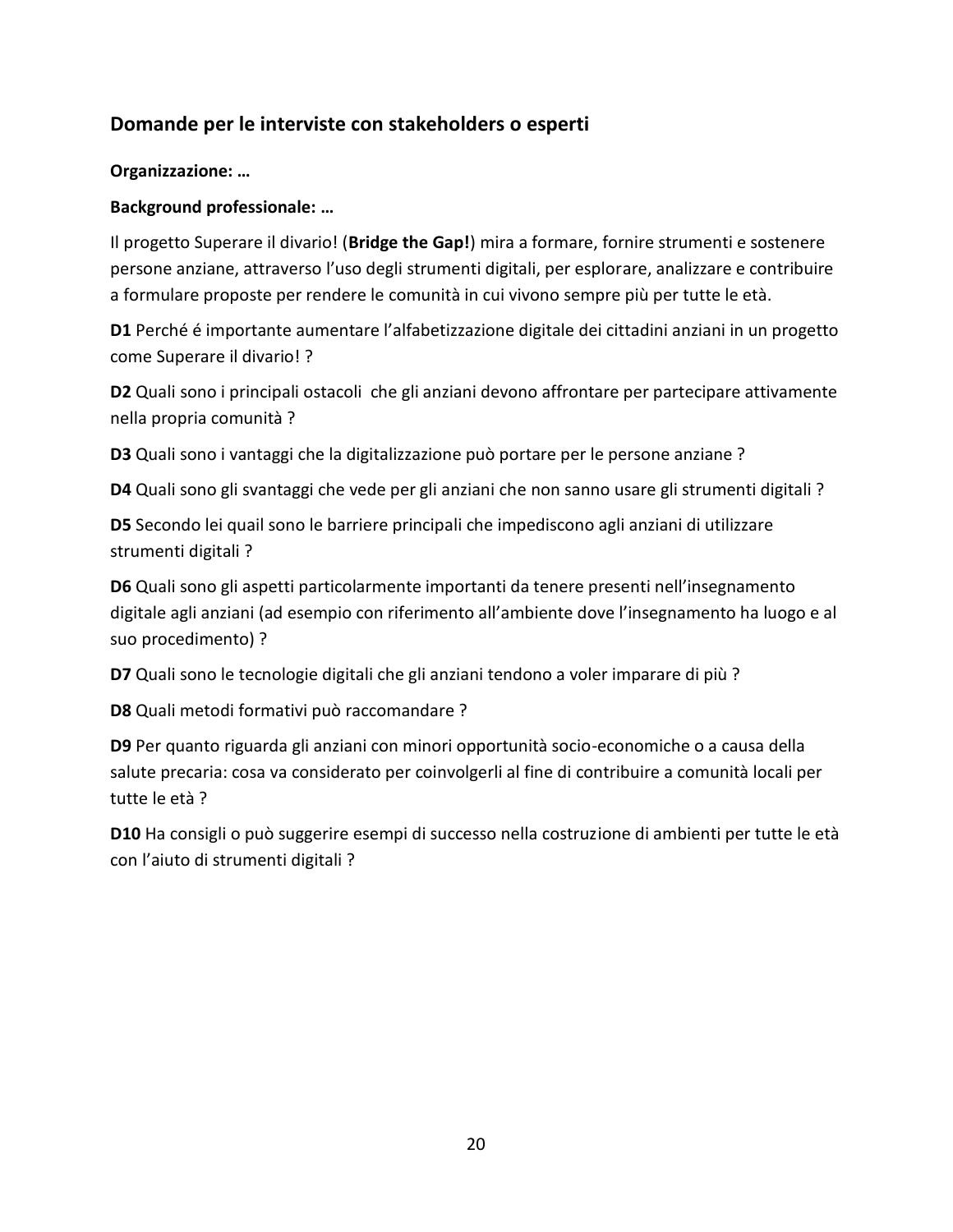## Domande per le interviste con stakeholders o esperti

**Organizzazione: …**

**Background professionale: …**

Il progetto Superare il divario! (**Bridge the Gap!**) mira a formare, fornire strumenti e sostenere persone anziane, attraverso l'uso degli strumenti digitali, per esplorare, analizzare e contribuire a formulare proposte per rendere le comunità in cui vivono sempre più per tutte le età.

**D1** Perché é importante aumentare l'alfabetizzazione digitale dei cittadini anziani in un progetto come Superare il divario! ?

**D2** Quali sono i principali ostacoli che gli anziani devono affrontare per partecipare attivamente nella propria comunità ?

**D3** Quali sono i vantaggi che la digitalizzazione può portare per le persone anziane ?

**D4** Quali sono gli svantaggi che vede per gli anziani che non sanno usare gli strumenti digitali ?

**D5** Secondo lei quail sono le barriere principali che impediscono agli anziani di utilizzare strumenti digitali ?

**D6** Quali sono gli aspetti particolarmente importanti da tenere presenti nell'insegnamento digitale agli anziani (ad esempio con riferimento all'ambiente dove l'insegnamento ha luogo e al suo procedimento) ?

**D7** Quali sono le tecnologie digitali che gli anziani tendono a voler imparare di più ?

**D8** Quali metodi formativi può raccomandare ?

**D9** Per quanto riguarda gli anziani con minori opportunità socio-economiche o a causa della salute precaria: cosa va considerato per coinvolgerli al fine di contribuire a comunità locali per tutte le età ?

**D10** Ha consigli o può suggerire esempi di successo nella costruzione di ambienti per tutte le età con l'aiuto di strumenti digitali ?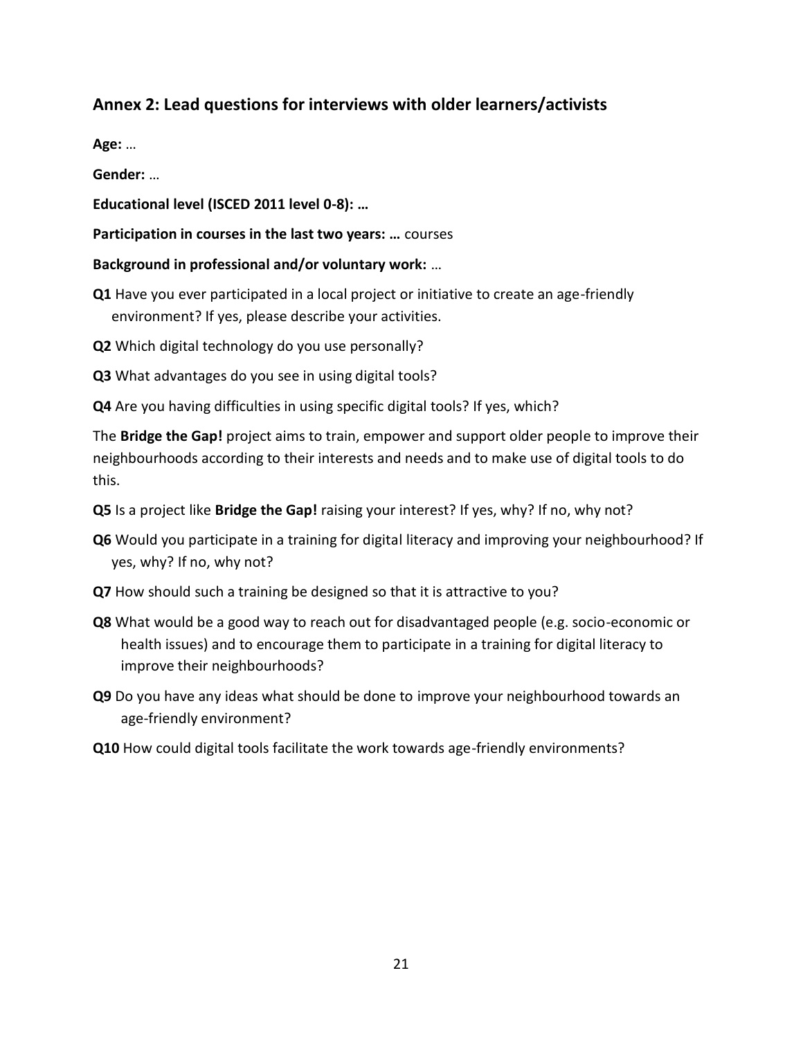## Annex 2: Lead questions for interviews with older learners/activists

**Age:** …

**Gender:** …

**Educational level (ISCED 2011 level 0-8): …**

**Participation in courses in the last two years: …** courses

**Background in professional and/or voluntary work:** …

**Q1** Have you ever participated in a local project or initiative to create an age-friendly environment? If yes, please describe your activities.

**Q2** Which digital technology do you use personally?

**Q3** What advantages do you see in using digital tools?

**Q4** Are you having difficulties in using specific digital tools? If yes, which?

The **Bridge the Gap!** project aims to train, empower and support older people to improve their neighbourhoods according to their interests and needs and to make use of digital tools to do this.

**Q5** Is a project like **Bridge the Gap!** raising your interest? If yes, why? If no, why not?

**Q6** Would you participate in a training for digital literacy and improving your neighbourhood? If yes, why? If no, why not?

**Q7** How should such a training be designed so that it is attractive to you?

**Q8** What would be a good way to reach out for disadvantaged people (e.g. socio-economic or health issues) and to encourage them to participate in a training for digital literacy to improve their neighbourhoods?

**Q9** Do you have any ideas what should be done to improve your neighbourhood towards an age-friendly environment?

**Q10** How could digital tools facilitate the work towards age-friendly environments?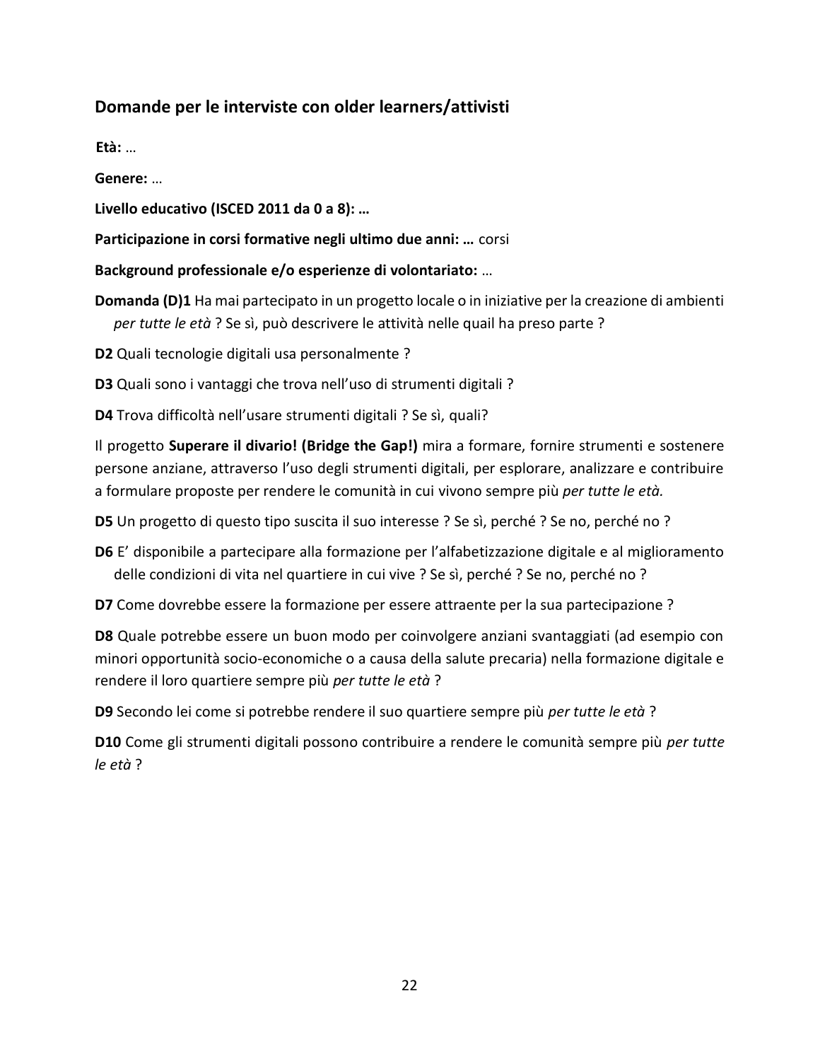## Domande per le interviste con older learners/attivisti

**Età:** …

**Genere:** …

**Livello educativo (ISCED 2011 da 0 a 8): …**

**Participazione in corsi formative negli ultimo due anni: …** corsi

**Background professionale e/o esperienze di volontariato:** …

**Domanda (D)1** Ha mai partecipato in un progetto locale o in iniziative per la creazione di ambienti *per tutte le età* ? Se sì, può descrivere le attività nelle quail ha preso parte ?

**D2** Quali tecnologie digitali usa personalmente ?

**D3** Quali sono i vantaggi che trova nell'uso di strumenti digitali ?

**D4** Trova difficoltà nell'usare strumenti digitali ? Se sì, quali?

Il progetto **Superare il divario! (Bridge the Gap!)** mira a formare, fornire strumenti e sostenere persone anziane, attraverso l'uso degli strumenti digitali, per esplorare, analizzare e contribuire a formulare proposte per rendere le comunità in cui vivono sempre più *per tutte le età.*

**D5** Un progetto di questo tipo suscita il suo interesse ? Se sì, perché ? Se no, perché no ?

**D6** E' disponibile a partecipare alla formazione per l'alfabetizzazione digitale e al miglioramento delle condizioni di vita nel quartiere in cui vive ? Se sì, perché ? Se no, perché no ?

**D7** Come dovrebbe essere la formazione per essere attraente per la sua partecipazione ?

**D8** Quale potrebbe essere un buon modo per coinvolgere anziani svantaggiati (ad esempio con minori opportunità socio-economiche o a causa della salute precaria) nella formazione digitale e rendere il loro quartiere sempre più *per tutte le età* ?

**D9** Secondo lei come si potrebbe rendere il suo quartiere sempre più *per tutte le età* ?

**D10** Come gli strumenti digitali possono contribuire a rendere le comunità sempre più *per tutte le età* ?